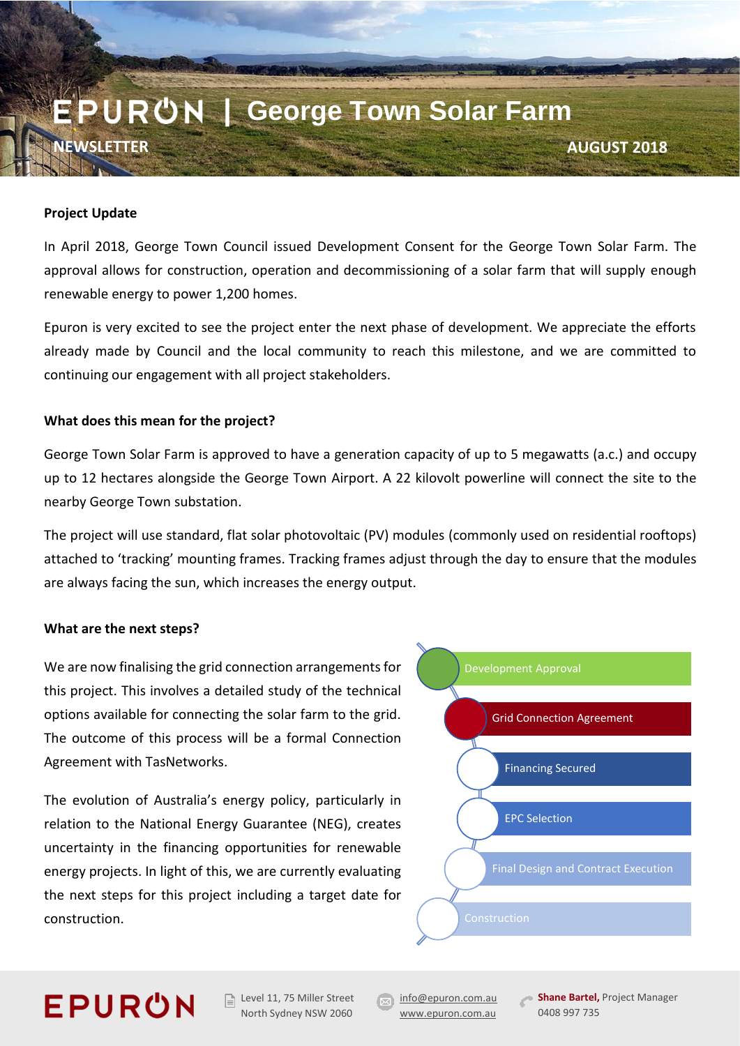# EPURON | George Town Solar Farm

**NEWSLETTER** **AUGUST 2018**

## Project Update

In April 2018, George Town Council issued Development Consent for the George Town Solar Farm. The approval allows for construction, operation and decommissioning of a solar farm that will supply enough renewable energy to power 1,200 homes.

Epuron is very excited to see the project enter the next phase of development. We appreciate the efforts already made by Council and the local community to reach this milestone, and we are committed to continuing our engagement with all project stakeholders.

## What does this mean for the project?

George Town Solar Farm is approved to have a generation capacity of up to 5 megawatts (a.c.) and occupy up to 12 hectares alongside the George Town Airport. A 22 kilovolt powerline will connect the site to the nearby George Town substation.

The project will use standard, flat solar photovoltaic (PV) modules (commonly used on residential rooftops) attached to 'tracking' mounting frames. Tracking frames adjust through the day to ensure that the modules are always facing the sun, which increases the energy output.

## What are the next steps?

We are now finalising the grid connection arrangements for this project. This involves a detailed study of the technical options available for connecting the solar farm to the grid. The outcome of this process will be a formal Connection Agreement with TasNetworks.

The evolution of Australia's energy policy, particularly in relation to the National Energy Guarantee (NEG), creates uncertainty in the financing opportunities for renewable energy projects. In light of this, we are currently evaluating the next steps for this project including a target date for construction.

- Development Approval
- Grid Connection Agreement
- Financing Secured
- EPC Selection
- Final Design and Contract Execution
- Construction

---

EPURON

Level 11, 75 Miller Street
North Sydney NSW 2060

info@epuron.com.au
www.epuron.com.au

**Shane Bartel,** Project Manager
0408 997 735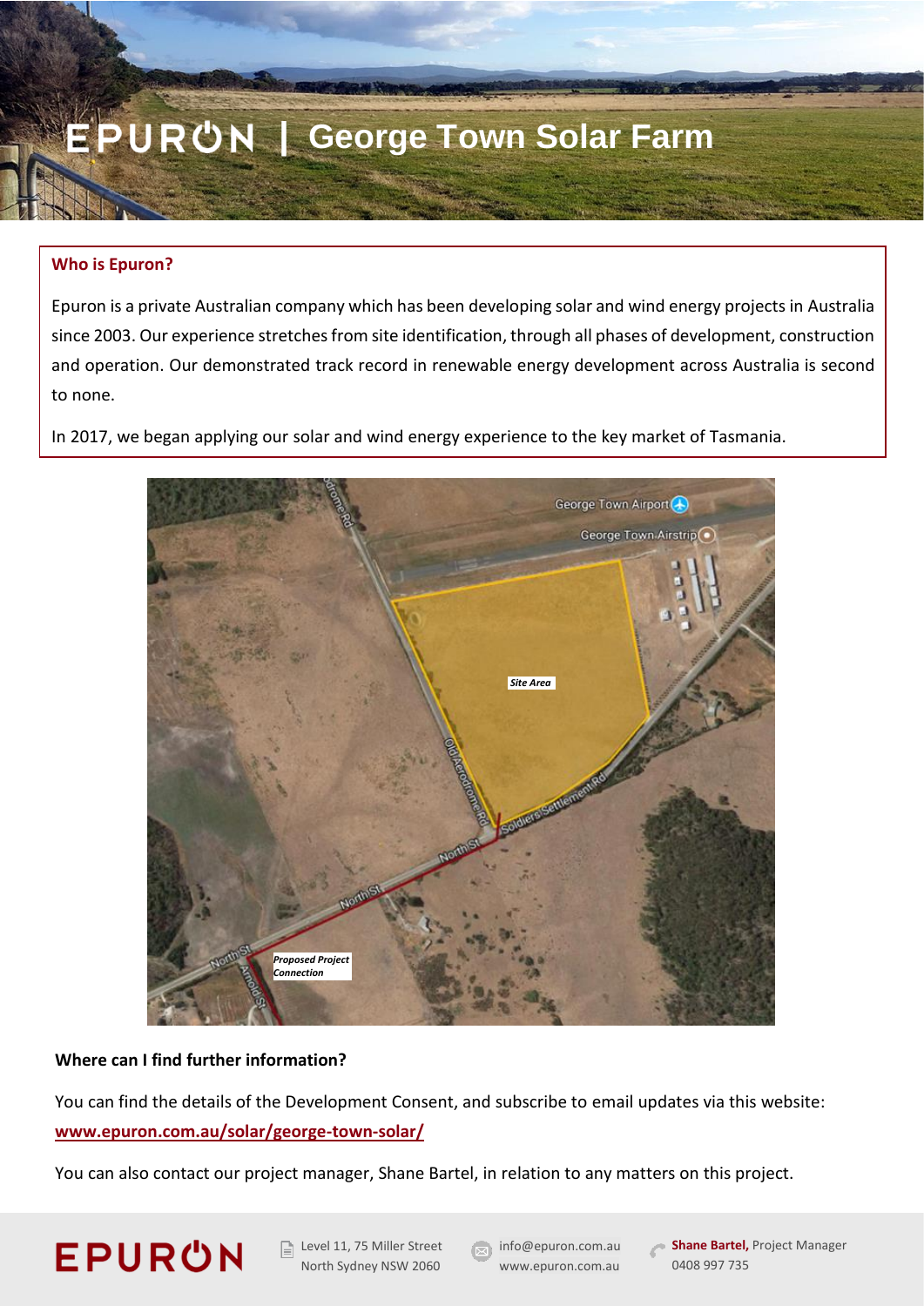# EPURON | George Town Solar Farm

## Who is Epuron?

Epuron is a private Australian company which has been developing solar and wind energy projects in Australia since 2003. Our experience stretches from site identification, through all phases of development, construction and operation. Our demonstrated track record in renewable energy development across Australia is second to none.

In 2017, we began applying our solar and wind energy experience to the key market of Tasmania.

George Town Airport
George Town Airstrip
Site Area
Old Aerodrome Rd
Soldiers Settlement Rd
North St
Arnold St
Proposed Project Connection

**Where can I find further information?**

You can find the details of the Development Consent, and subscribe to email updates via this website: [www.epuron.com.au/solar/george-town-solar/](http://www.epuron.com.au/solar/george-town-solar/)

You can also contact our project manager, Shane Bartel, in relation to any matters on this project.

EPURON

Level 11, 75 Miller Street
North Sydney NSW 2060

info@epuron.com.au
www.epuron.com.au

**Shane Bartel,** Project Manager
0408 997 735